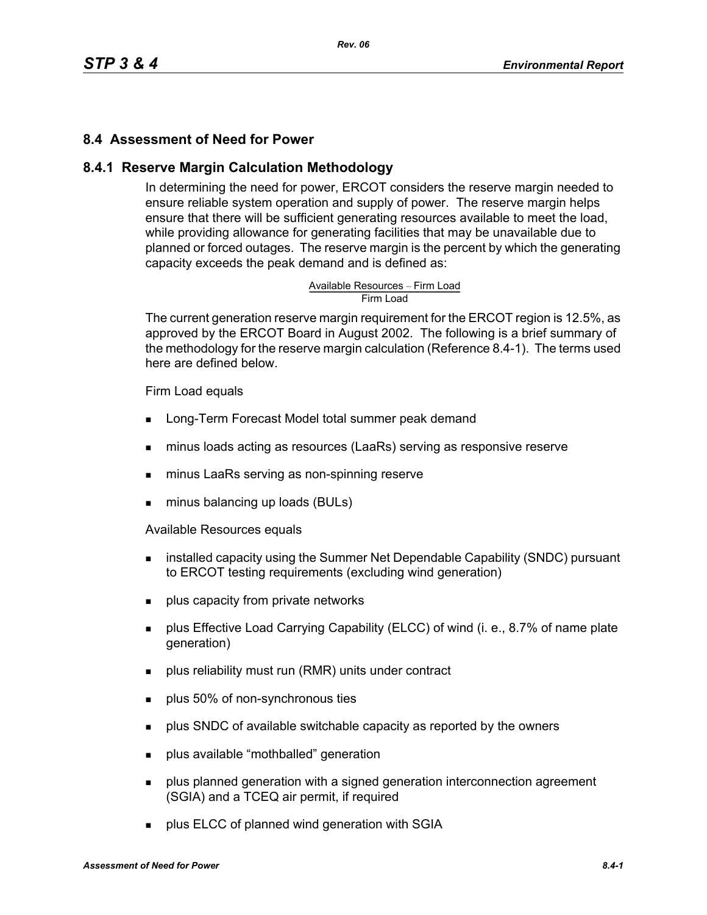## 8.4 Assessment of Need for Power

### 8.4.1 Reserve Margin Calculation Methodology

In determining the need for power, ERCOT considers the reserve margin needed to ensure reliable system operation and supply of power. The reserve margin helps ensure that there will be sufficient generating resources available to meet the load, while providing allowance for generating facilities that may be unavailable due to planned or forced outages. The reserve margin is the percent by which the generating capacity exceeds the peak demand and is defined as:

$$\frac{\text{Available Resources} - \text{Firm Load}}{\text{Firm Load}}$$

The current generation reserve margin requirement for the ERCOT region is 12.5%, as approved by the ERCOT Board in August 2002. The following is a brief summary of the methodology for the reserve margin calculation (Reference 8.4-1). The terms used here are defined below.

Firm Load equals

- Long-Term Forecast Model total summer peak demand
- minus loads acting as resources (LaaRs) serving as responsive reserve
- minus LaaRs serving as non-spinning reserve
- minus balancing up loads (BULs)

Available Resources equals

- installed capacity using the Summer Net Dependable Capability (SNDC) pursuant to ERCOT testing requirements (excluding wind generation)
- plus capacity from private networks
- plus Effective Load Carrying Capability (ELCC) of wind (i. e., 8.7% of name plate generation)
- plus reliability must run (RMR) units under contract
- plus 50% of non-synchronous ties
- plus SNDC of available switchable capacity as reported by the owners
- plus available "mothballed" generation
- plus planned generation with a signed generation interconnection agreement (SGIA) and a TCEQ air permit, if required
- plus ELCC of planned wind generation with SGIA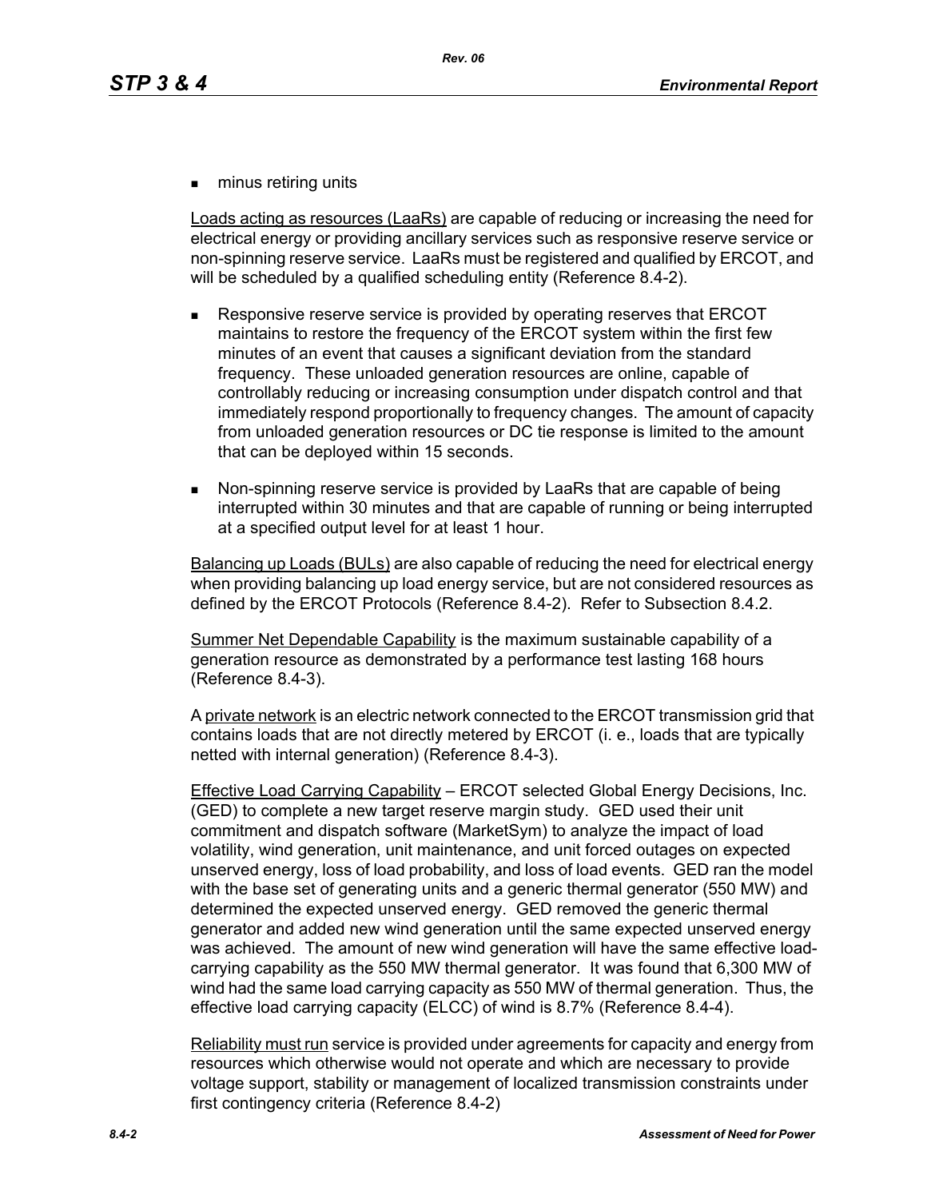- minus retiring units

Loads acting as resources (LaaRs) are capable of reducing or increasing the need for electrical energy or providing ancillary services such as responsive reserve service or non-spinning reserve service. LaaRs must be registered and qualified by ERCOT, and will be scheduled by a qualified scheduling entity (Reference 8.4-2).

- Responsive reserve service is provided by operating reserves that ERCOT maintains to restore the frequency of the ERCOT system within the first few minutes of an event that causes a significant deviation from the standard frequency. These unloaded generation resources are online, capable of controllably reducing or increasing consumption under dispatch control and that immediately respond proportionally to frequency changes. The amount of capacity from unloaded generation resources or DC tie response is limited to the amount that can be deployed within 15 seconds.
- Non-spinning reserve service is provided by LaaRs that are capable of being interrupted within 30 minutes and that are capable of running or being interrupted at a specified output level for at least 1 hour.

Balancing up Loads (BULs) are also capable of reducing the need for electrical energy when providing balancing up load energy service, but are not considered resources as defined by the ERCOT Protocols (Reference 8.4-2). Refer to Subsection 8.4.2.

Summer Net Dependable Capability is the maximum sustainable capability of a generation resource as demonstrated by a performance test lasting 168 hours (Reference 8.4-3).

A private network is an electric network connected to the ERCOT transmission grid that contains loads that are not directly metered by ERCOT (i. e., loads that are typically netted with internal generation) (Reference 8.4-3).

Effective Load Carrying Capability – ERCOT selected Global Energy Decisions, Inc. (GED) to complete a new target reserve margin study. GED used their unit commitment and dispatch software (MarketSym) to analyze the impact of load volatility, wind generation, unit maintenance, and unit forced outages on expected unserved energy, loss of load probability, and loss of load events. GED ran the model with the base set of generating units and a generic thermal generator (550 MW) and determined the expected unserved energy. GED removed the generic thermal generator and added new wind generation until the same expected unserved energy was achieved. The amount of new wind generation will have the same effective load-carrying capability as the 550 MW thermal generator. It was found that 6,300 MW of wind had the same load carrying capacity as 550 MW of thermal generation. Thus, the effective load carrying capacity (ELCC) of wind is 8.7% (Reference 8.4-4).

Reliability must run service is provided under agreements for capacity and energy from resources which otherwise would not operate and which are necessary to provide voltage support, stability or management of localized transmission constraints under first contingency criteria (Reference 8.4-2)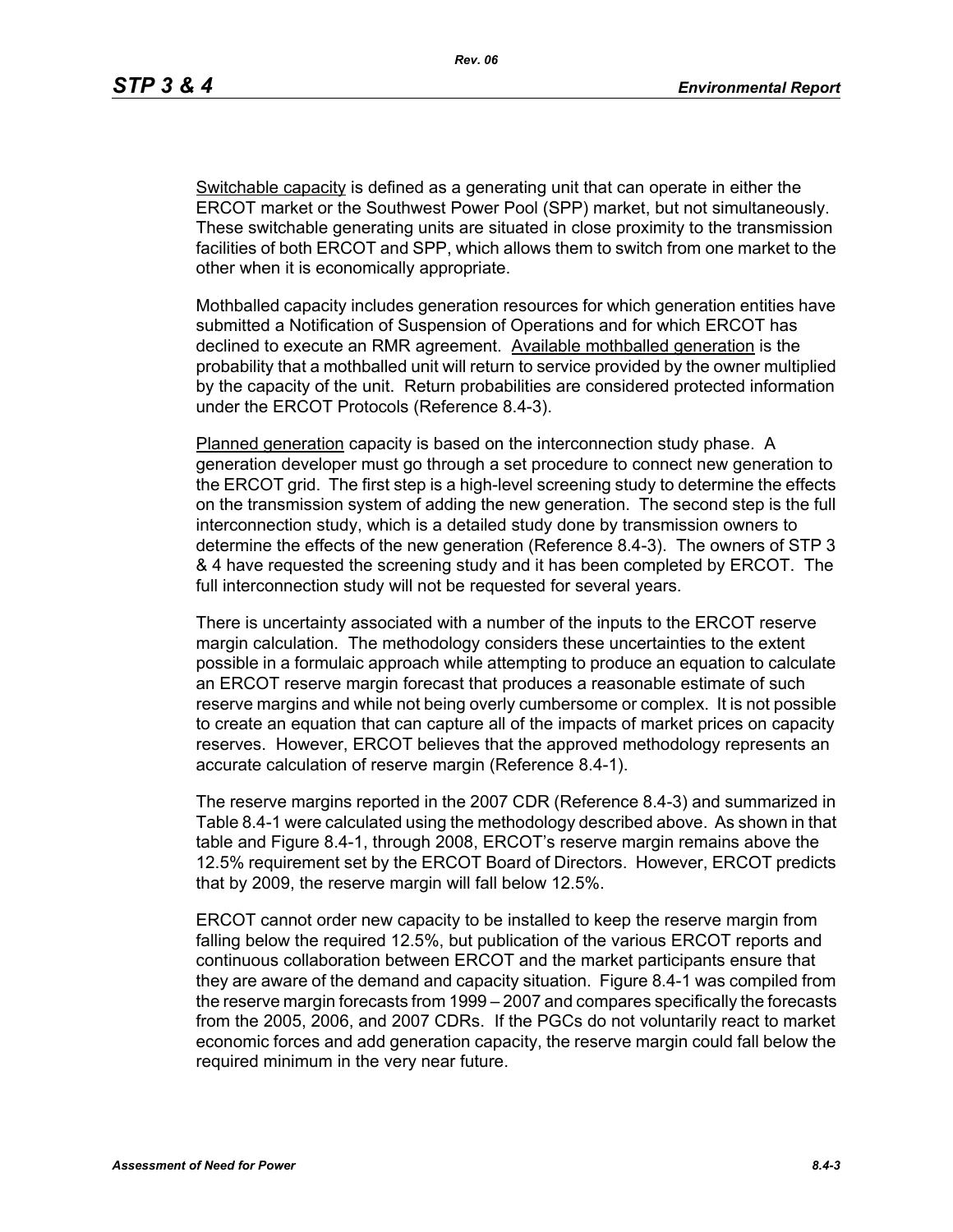Switchable capacity is defined as a generating unit that can operate in either the ERCOT market or the Southwest Power Pool (SPP) market, but not simultaneously. These switchable generating units are situated in close proximity to the transmission facilities of both ERCOT and SPP, which allows them to switch from one market to the other when it is economically appropriate.

Mothballed capacity includes generation resources for which generation entities have submitted a Notification of Suspension of Operations and for which ERCOT has declined to execute an RMR agreement. Available mothballed generation is the probability that a mothballed unit will return to service provided by the owner multiplied by the capacity of the unit. Return probabilities are considered protected information under the ERCOT Protocols (Reference 8.4-3).

Planned generation capacity is based on the interconnection study phase. A generation developer must go through a set procedure to connect new generation to the ERCOT grid. The first step is a high-level screening study to determine the effects on the transmission system of adding the new generation. The second step is the full interconnection study, which is a detailed study done by transmission owners to determine the effects of the new generation (Reference 8.4-3). The owners of STP 3 & 4 have requested the screening study and it has been completed by ERCOT. The full interconnection study will not be requested for several years.

There is uncertainty associated with a number of the inputs to the ERCOT reserve margin calculation. The methodology considers these uncertainties to the extent possible in a formulaic approach while attempting to produce an equation to calculate an ERCOT reserve margin forecast that produces a reasonable estimate of such reserve margins and while not being overly cumbersome or complex. It is not possible to create an equation that can capture all of the impacts of market prices on capacity reserves. However, ERCOT believes that the approved methodology represents an accurate calculation of reserve margin (Reference 8.4-1).

The reserve margins reported in the 2007 CDR (Reference 8.4-3) and summarized in Table 8.4-1 were calculated using the methodology described above. As shown in that table and Figure 8.4-1, through 2008, ERCOT's reserve margin remains above the 12.5% requirement set by the ERCOT Board of Directors. However, ERCOT predicts that by 2009, the reserve margin will fall below 12.5%.

ERCOT cannot order new capacity to be installed to keep the reserve margin from falling below the required 12.5%, but publication of the various ERCOT reports and continuous collaboration between ERCOT and the market participants ensure that they are aware of the demand and capacity situation. Figure 8.4-1 was compiled from the reserve margin forecasts from 1999 – 2007 and compares specifically the forecasts from the 2005, 2006, and 2007 CDRs. If the PGCs do not voluntarily react to market economic forces and add generation capacity, the reserve margin could fall below the required minimum in the very near future.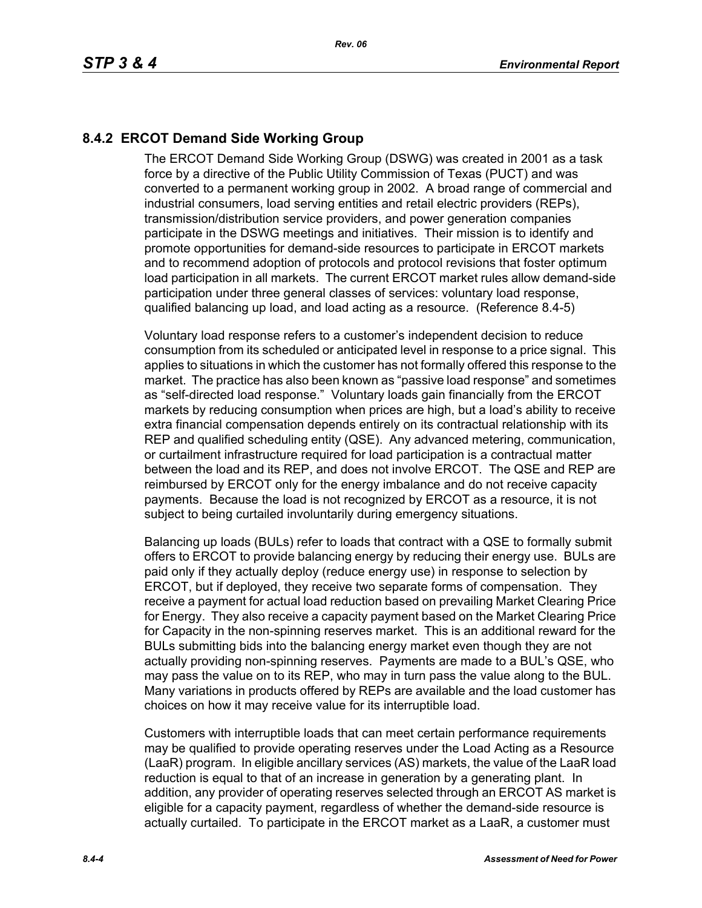## 8.4.2 ERCOT Demand Side Working Group

The ERCOT Demand Side Working Group (DSWG) was created in 2001 as a task force by a directive of the Public Utility Commission of Texas (PUCT) and was converted to a permanent working group in 2002. A broad range of commercial and industrial consumers, load serving entities and retail electric providers (REPs), transmission/distribution service providers, and power generation companies participate in the DSWG meetings and initiatives. Their mission is to identify and promote opportunities for demand-side resources to participate in ERCOT markets and to recommend adoption of protocols and protocol revisions that foster optimum load participation in all markets. The current ERCOT market rules allow demand-side participation under three general classes of services: voluntary load response, qualified balancing up load, and load acting as a resource. (Reference 8.4-5)

Voluntary load response refers to a customer's independent decision to reduce consumption from its scheduled or anticipated level in response to a price signal. This applies to situations in which the customer has not formally offered this response to the market. The practice has also been known as "passive load response" and sometimes as "self-directed load response." Voluntary loads gain financially from the ERCOT markets by reducing consumption when prices are high, but a load's ability to receive extra financial compensation depends entirely on its contractual relationship with its REP and qualified scheduling entity (QSE). Any advanced metering, communication, or curtailment infrastructure required for load participation is a contractual matter between the load and its REP, and does not involve ERCOT. The QSE and REP are reimbursed by ERCOT only for the energy imbalance and do not receive capacity payments. Because the load is not recognized by ERCOT as a resource, it is not subject to being curtailed involuntarily during emergency situations.

Balancing up loads (BULs) refer to loads that contract with a QSE to formally submit offers to ERCOT to provide balancing energy by reducing their energy use. BULs are paid only if they actually deploy (reduce energy use) in response to selection by ERCOT, but if deployed, they receive two separate forms of compensation. They receive a payment for actual load reduction based on prevailing Market Clearing Price for Energy. They also receive a capacity payment based on the Market Clearing Price for Capacity in the non-spinning reserves market. This is an additional reward for the BULs submitting bids into the balancing energy market even though they are not actually providing non-spinning reserves. Payments are made to a BUL's QSE, who may pass the value on to its REP, who may in turn pass the value along to the BUL. Many variations in products offered by REPs are available and the load customer has choices on how it may receive value for its interruptible load.

Customers with interruptible loads that can meet certain performance requirements may be qualified to provide operating reserves under the Load Acting as a Resource (LaaR) program. In eligible ancillary services (AS) markets, the value of the LaaR load reduction is equal to that of an increase in generation by a generating plant. In addition, any provider of operating reserves selected through an ERCOT AS market is eligible for a capacity payment, regardless of whether the demand-side resource is actually curtailed. To participate in the ERCOT market as a LaaR, a customer must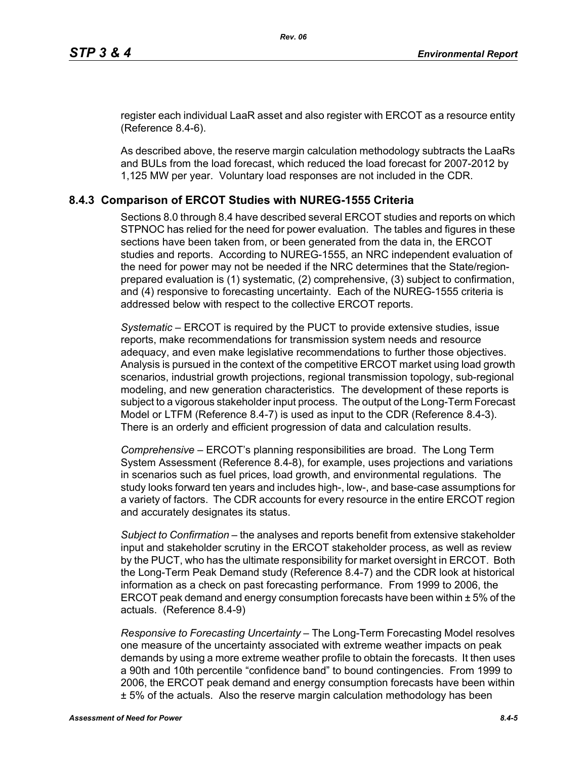register each individual LaaR asset and also register with ERCOT as a resource entity (Reference 8.4-6).

As described above, the reserve margin calculation methodology subtracts the LaaRs and BULs from the load forecast, which reduced the load forecast for 2007-2012 by 1,125 MW per year. Voluntary load responses are not included in the CDR.

## 8.4.3 Comparison of ERCOT Studies with NUREG-1555 Criteria

Sections 8.0 through 8.4 have described several ERCOT studies and reports on which STPNOC has relied for the need for power evaluation. The tables and figures in these sections have been taken from, or been generated from the data in, the ERCOT studies and reports. According to NUREG-1555, an NRC independent evaluation of the need for power may not be needed if the NRC determines that the State/region-prepared evaluation is (1) systematic, (2) comprehensive, (3) subject to confirmation, and (4) responsive to forecasting uncertainty. Each of the NUREG-1555 criteria is addressed below with respect to the collective ERCOT reports.

*Systematic* – ERCOT is required by the PUCT to provide extensive studies, issue reports, make recommendations for transmission system needs and resource adequacy, and even make legislative recommendations to further those objectives. Analysis is pursued in the context of the competitive ERCOT market using load growth scenarios, industrial growth projections, regional transmission topology, sub-regional modeling, and new generation characteristics. The development of these reports is subject to a vigorous stakeholder input process. The output of the Long-Term Forecast Model or LTFM (Reference 8.4-7) is used as input to the CDR (Reference 8.4-3). There is an orderly and efficient progression of data and calculation results.

*Comprehensive* – ERCOT's planning responsibilities are broad. The Long Term System Assessment (Reference 8.4-8), for example, uses projections and variations in scenarios such as fuel prices, load growth, and environmental regulations. The study looks forward ten years and includes high-, low-, and base-case assumptions for a variety of factors. The CDR accounts for every resource in the entire ERCOT region and accurately designates its status.

*Subject to Confirmation* – the analyses and reports benefit from extensive stakeholder input and stakeholder scrutiny in the ERCOT stakeholder process, as well as review by the PUCT, who has the ultimate responsibility for market oversight in ERCOT. Both the Long-Term Peak Demand study (Reference 8.4-7) and the CDR look at historical information as a check on past forecasting performance. From 1999 to 2006, the ERCOT peak demand and energy consumption forecasts have been within ± 5% of the actuals. (Reference 8.4-9)

*Responsive to Forecasting Uncertainty* – The Long-Term Forecasting Model resolves one measure of the uncertainty associated with extreme weather impacts on peak demands by using a more extreme weather profile to obtain the forecasts. It then uses a 90th and 10th percentile "confidence band" to bound contingencies. From 1999 to 2006, the ERCOT peak demand and energy consumption forecasts have been within ± 5% of the actuals. Also the reserve margin calculation methodology has been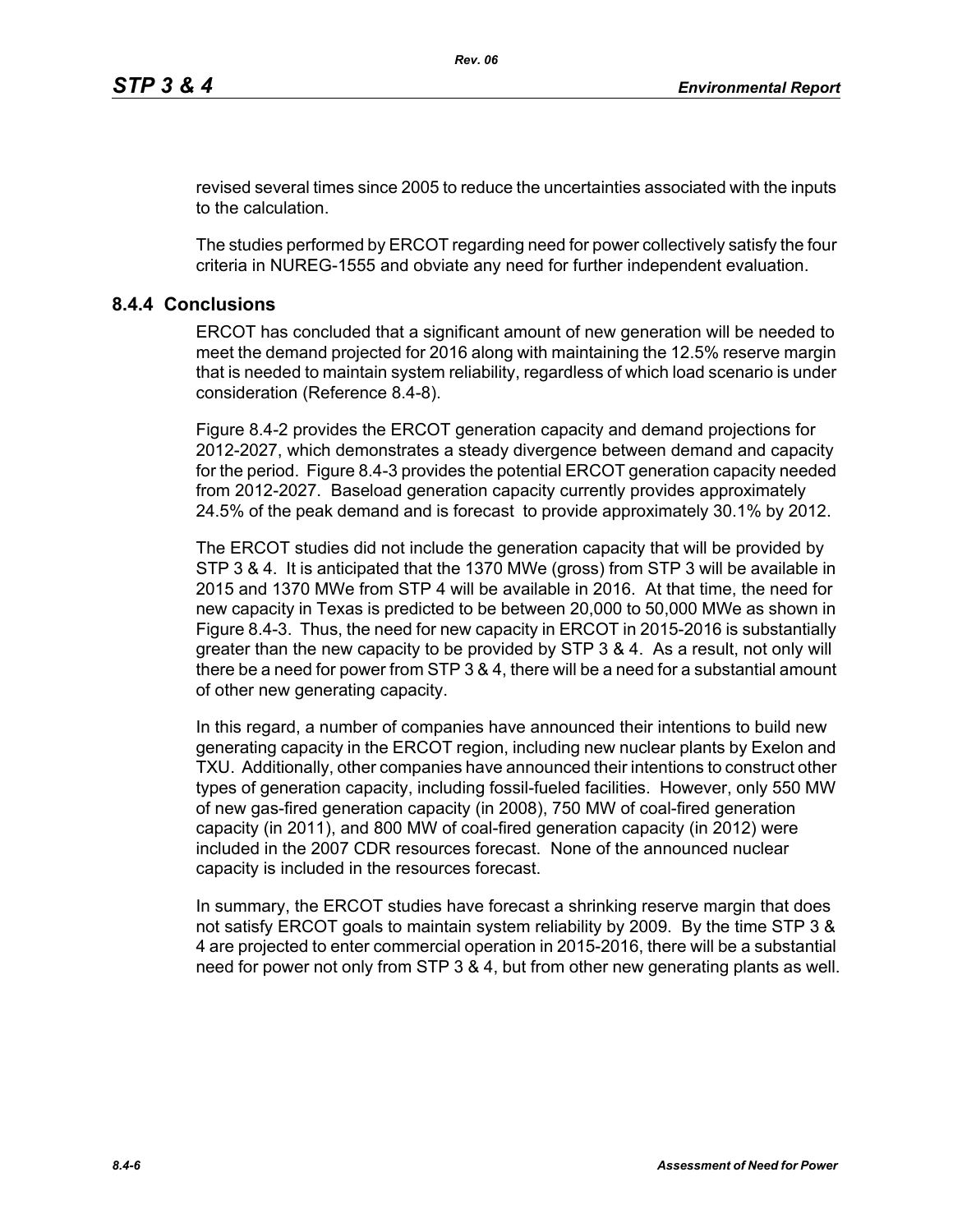revised several times since 2005 to reduce the uncertainties associated with the inputs to the calculation.

The studies performed by ERCOT regarding need for power collectively satisfy the four criteria in NUREG-1555 and obviate any need for further independent evaluation.

## 8.4.4 Conclusions

ERCOT has concluded that a significant amount of new generation will be needed to meet the demand projected for 2016 along with maintaining the 12.5% reserve margin that is needed to maintain system reliability, regardless of which load scenario is under consideration (Reference 8.4-8).

Figure 8.4-2 provides the ERCOT generation capacity and demand projections for 2012-2027, which demonstrates a steady divergence between demand and capacity for the period. Figure 8.4-3 provides the potential ERCOT generation capacity needed from 2012-2027. Baseload generation capacity currently provides approximately 24.5% of the peak demand and is forecast to provide approximately 30.1% by 2012.

The ERCOT studies did not include the generation capacity that will be provided by STP 3 & 4. It is anticipated that the 1370 MWe (gross) from STP 3 will be available in 2015 and 1370 MWe from STP 4 will be available in 2016. At that time, the need for new capacity in Texas is predicted to be between 20,000 to 50,000 MWe as shown in Figure 8.4-3. Thus, the need for new capacity in ERCOT in 2015-2016 is substantially greater than the new capacity to be provided by STP 3 & 4. As a result, not only will there be a need for power from STP 3 & 4, there will be a need for a substantial amount of other new generating capacity.

In this regard, a number of companies have announced their intentions to build new generating capacity in the ERCOT region, including new nuclear plants by Exelon and TXU. Additionally, other companies have announced their intentions to construct other types of generation capacity, including fossil-fueled facilities. However, only 550 MW of new gas-fired generation capacity (in 2008), 750 MW of coal-fired generation capacity (in 2011), and 800 MW of coal-fired generation capacity (in 2012) were included in the 2007 CDR resources forecast. None of the announced nuclear capacity is included in the resources forecast.

In summary, the ERCOT studies have forecast a shrinking reserve margin that does not satisfy ERCOT goals to maintain system reliability by 2009. By the time STP 3 & 4 are projected to enter commercial operation in 2015-2016, there will be a substantial need for power not only from STP 3 & 4, but from other new generating plants as well.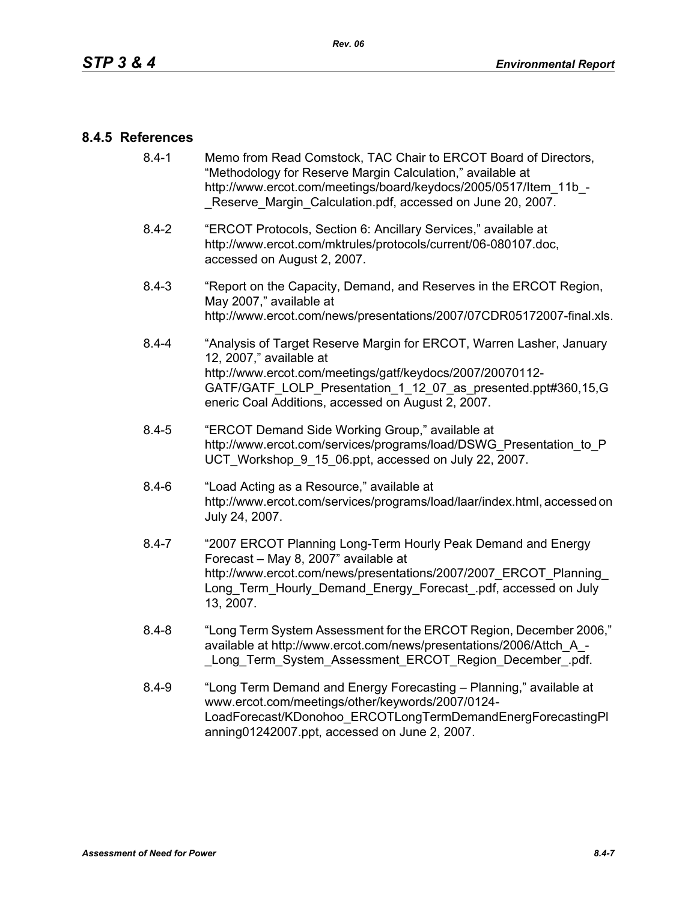### 8.4.5 References

8.4-1 Memo from Read Comstock, TAC Chair to ERCOT Board of Directors, "Methodology for Reserve Margin Calculation," available at http://www.ercot.com/meetings/board/keydocs/2005/0517/Item_11b_-_Reserve_Margin_Calculation.pdf, accessed on June 20, 2007.

8.4-2 "ERCOT Protocols, Section 6: Ancillary Services," available at http://www.ercot.com/mktrules/protocols/current/06-080107.doc, accessed on August 2, 2007.

8.4-3 "Report on the Capacity, Demand, and Reserves in the ERCOT Region, May 2007," available at http://www.ercot.com/news/presentations/2007/07CDR05172007-final.xls.

8.4-4 "Analysis of Target Reserve Margin for ERCOT, Warren Lasher, January 12, 2007," available at http://www.ercot.com/meetings/gatf/keydocs/2007/20070112-GATF/GATF_LOLP_Presentation_1_12_07_as_presented.ppt#360,15,Generic Coal Additions, accessed on August 2, 2007.

8.4-5 "ERCOT Demand Side Working Group," available at http://www.ercot.com/services/programs/load/DSWG_Presentation_to_PUCT_Workshop_9_15_06.ppt, accessed on July 22, 2007.

8.4-6 "Load Acting as a Resource," available at http://www.ercot.com/services/programs/load/laar/index.html, accessed on July 24, 2007.

8.4-7 "2007 ERCOT Planning Long-Term Hourly Peak Demand and Energy Forecast – May 8, 2007" available at http://www.ercot.com/news/presentations/2007/2007_ERCOT_Planning_Long_Term_Hourly_Demand_Energy_Forecast_.pdf, accessed on July 13, 2007.

8.4-8 "Long Term System Assessment for the ERCOT Region, December 2006," available at http://www.ercot.com/news/presentations/2006/Attch_A_-_Long_Term_System_Assessment_ERCOT_Region_December_.pdf.

8.4-9 "Long Term Demand and Energy Forecasting – Planning," available at www.ercot.com/meetings/other/keywords/2007/0124-LoadForecast/KDonohoo_ERCOTLongTermDemandEnergForecastingPlanning01242007.ppt, accessed on June 2, 2007.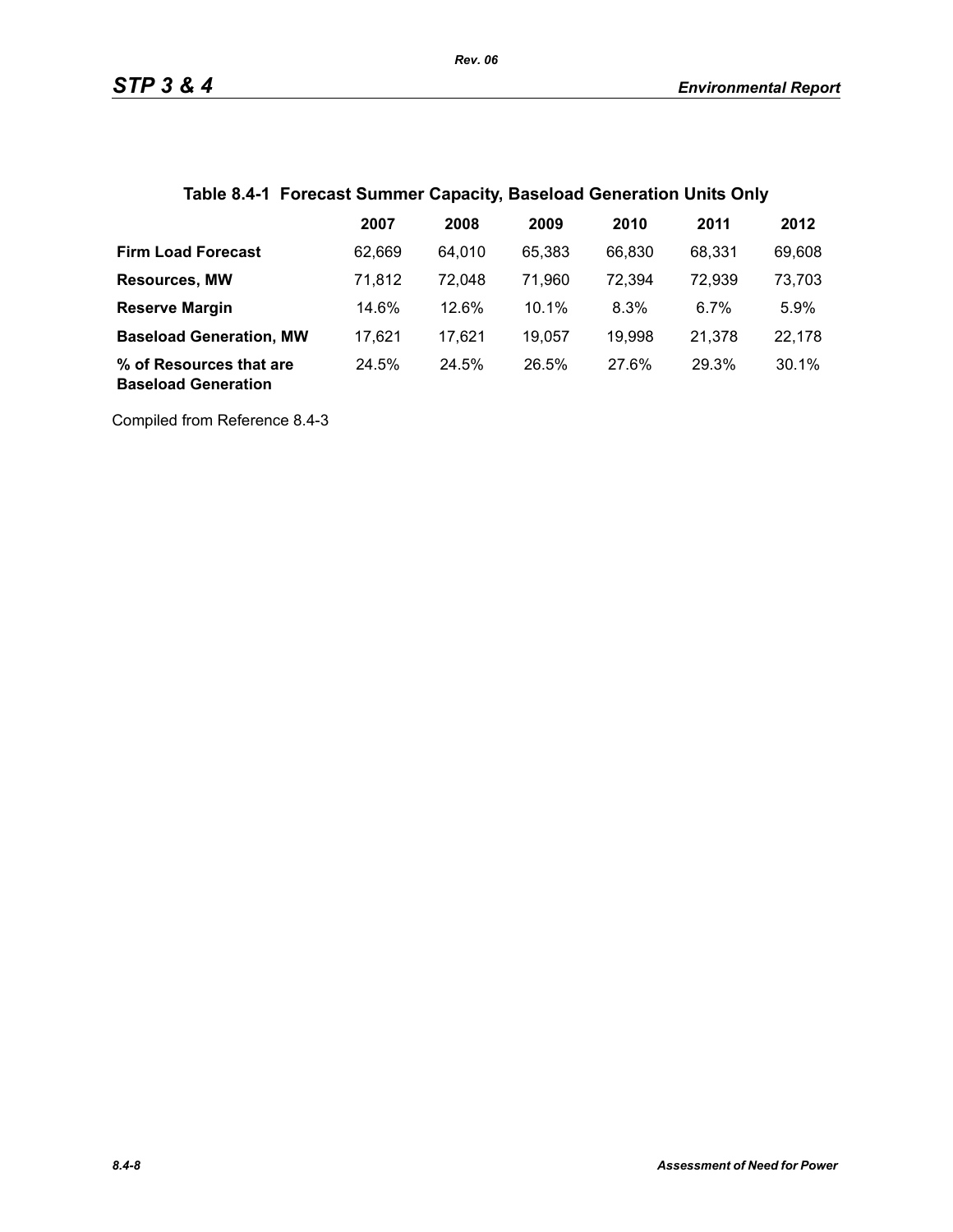## Table 8.4-1 Forecast Summer Capacity, Baseload Generation Units Only

| | 2007 | 2008 | 2009 | 2010 | 2011 | 2012 |
|---|---|---|---|---|---|---|
| **Firm Load Forecast** | 62,669 | 64,010 | 65,383 | 66,830 | 68,331 | 69,608 |
| **Resources, MW** | 71,812 | 72,048 | 71,960 | 72,394 | 72,939 | 73,703 |
| **Reserve Margin** | 14.6% | 12.6% | 10.1% | 8.3% | 6.7% | 5.9% |
| **Baseload Generation, MW** | 17,621 | 17,621 | 19,057 | 19,998 | 21,378 | 22,178 |
| **% of Resources that are Baseload Generation** | 24.5% | 24.5% | 26.5% | 27.6% | 29.3% | 30.1% |

Compiled from Reference 8.4-3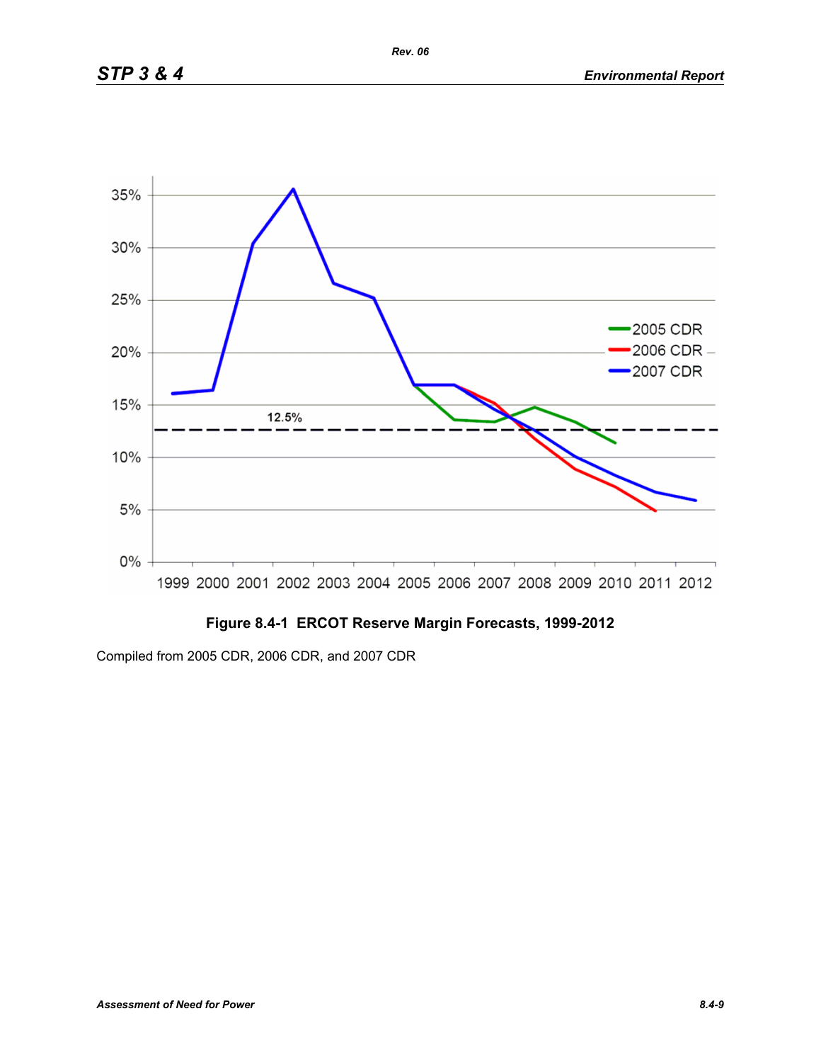**Figure 8.4-1  ERCOT Reserve Margin Forecasts, 1999-2012**

Compiled from 2005 CDR, 2006 CDR, and 2007 CDR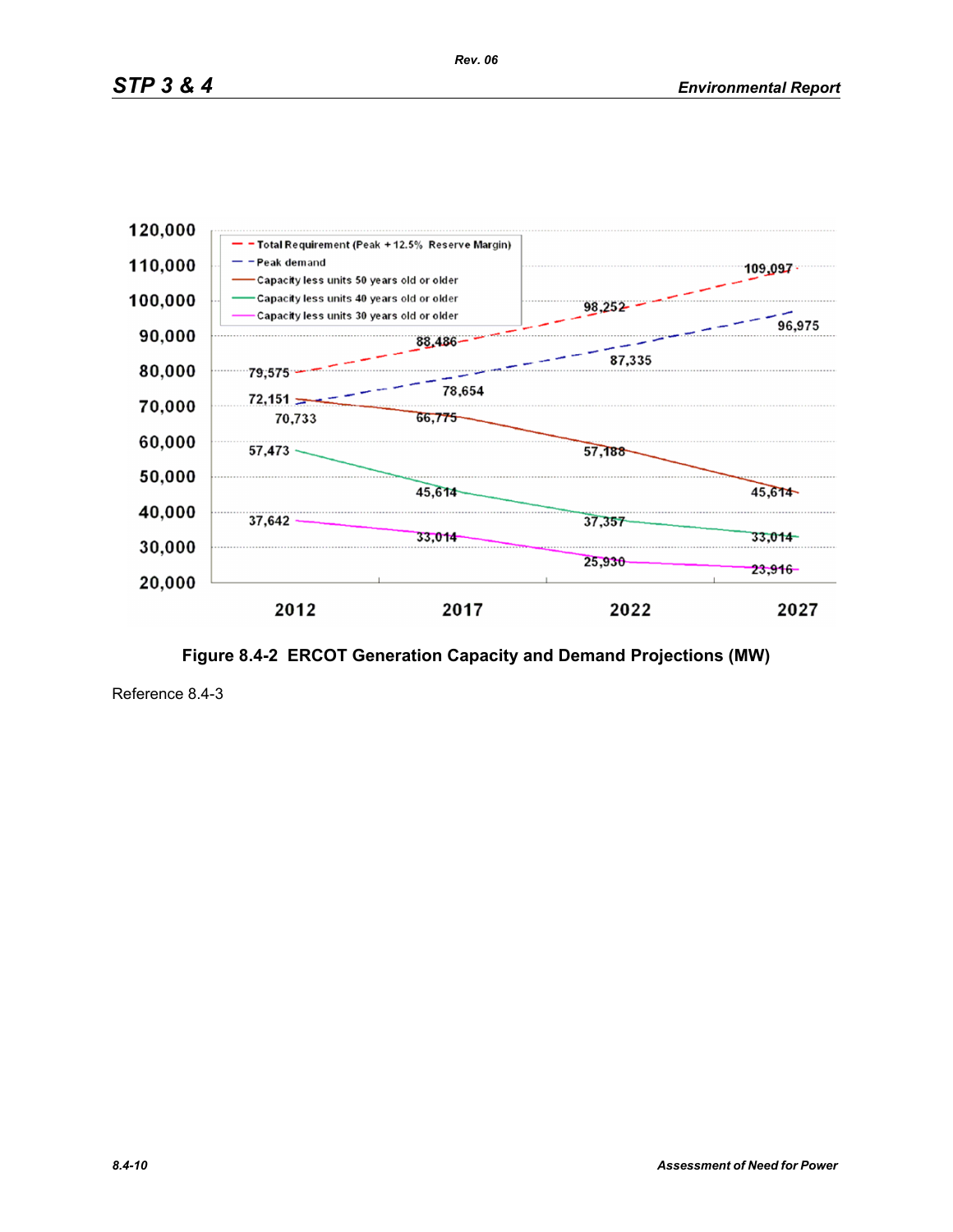| | 2012 | 2017 | 2022 | 2027 |
|---|---|---|---|---|
| Total Requirement (Peak + 12.5% Reserve Margin) | 79,575 | 88,486 | 98,252 | 109,097 |
| Peak demand | 70,733 | 78,654 | 87,335 | 96,975 |
| Capacity less units 50 years old or older | 72,151 | 66,775 | 57,188 | 45,614 |
| Capacity less units 40 years old or older | 57,473 | 45,614 | 37,357 | 33,014 |
| Capacity less units 30 years old or older | 37,642 | 33,014 | 25,930 | 23,916 |

**Figure 8.4-2 ERCOT Generation Capacity and Demand Projections (MW)**

Reference 8.4-3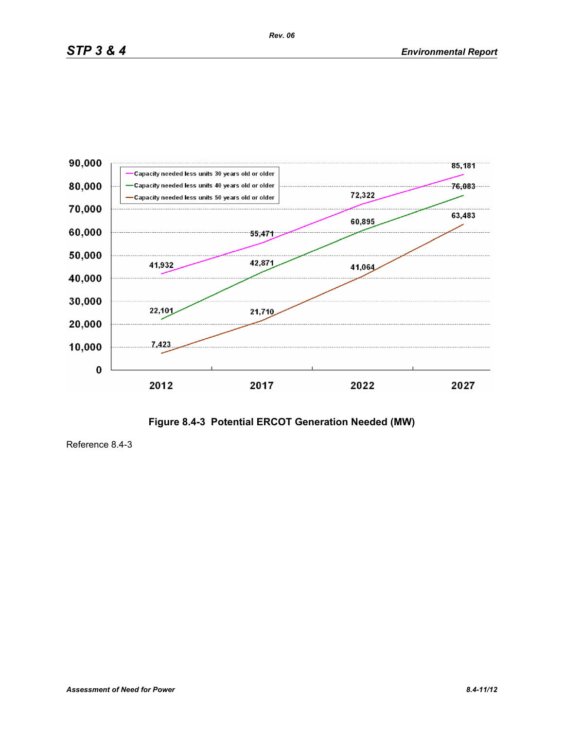90,000
80,000
70,000
60,000
50,000
40,000
30,000
20,000
10,000
0

Capacity needed less units 30 years old or older
Capacity needed less units 40 years old or older
Capacity needed less units 50 years old or older

41,932
55,471
72,322
85,181

22,101
42,871
60,895
76,083

7,423
21,710
41,064
63,483

2012
2017
2022
2027

**Figure 8.4-3 Potential ERCOT Generation Needed (MW)**

Reference 8.4-3